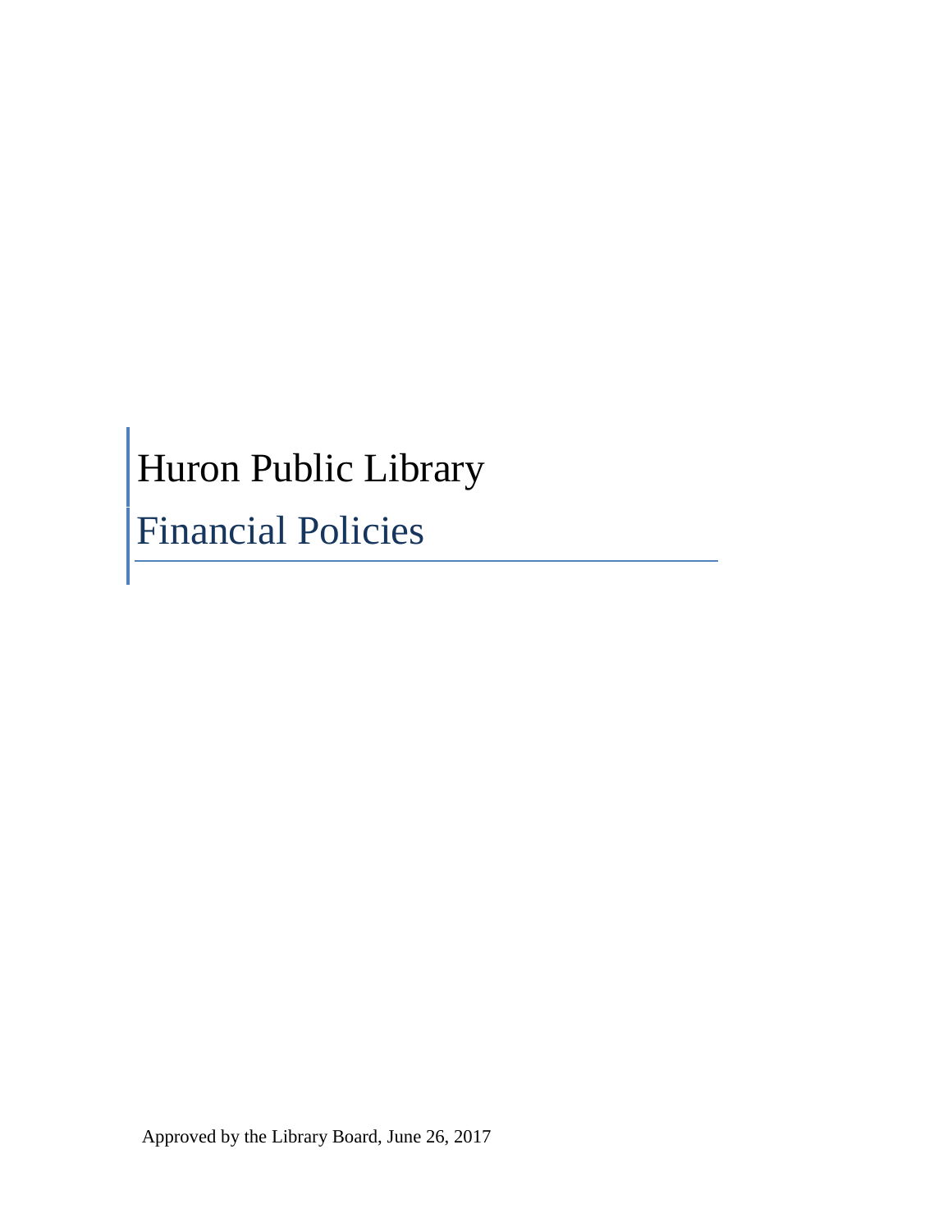# Huron Public Library

## Financial Policies

Approved by the Library Board, June 26, 2017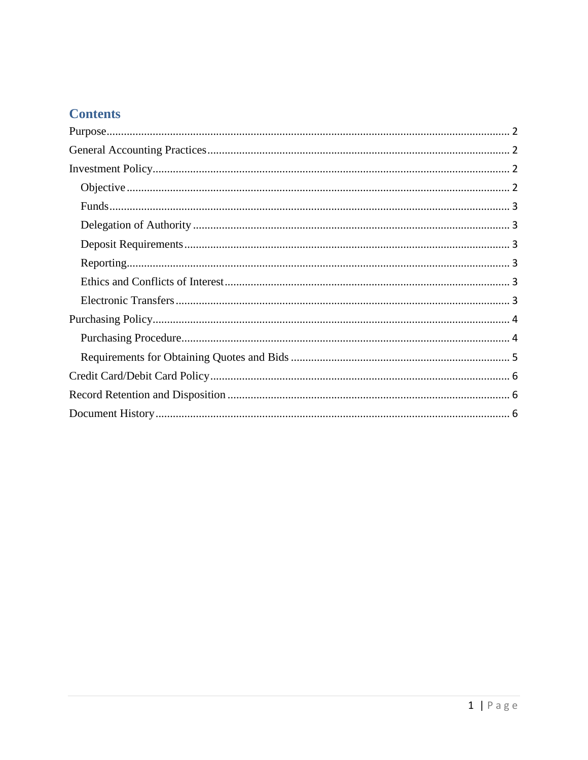## Contents

- Purpose ..... 2
- General Accounting Practices ..... 2
- Investment Policy ..... 2
  - Objective ..... 2
  - Funds ..... 3
  - Delegation of Authority ..... 3
  - Deposit Requirements ..... 3
  - Reporting ..... 3
  - Ethics and Conflicts of Interest ..... 3
  - Electronic Transfers ..... 3
- Purchasing Policy ..... 4
  - Purchasing Procedure ..... 4
  - Requirements for Obtaining Quotes and Bids ..... 5
- Credit Card/Debit Card Policy ..... 6
- Record Retention and Disposition ..... 6
- Document History ..... 6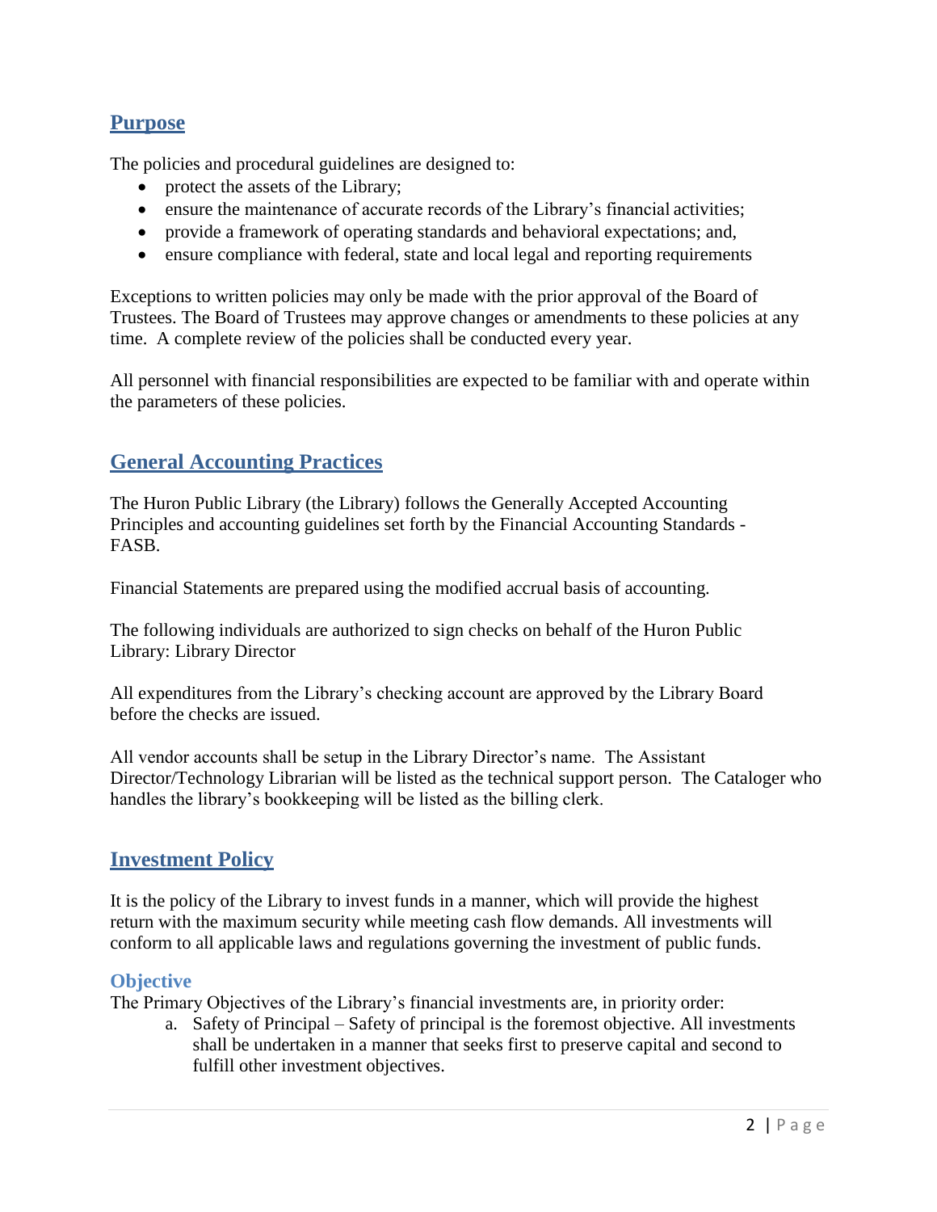## Purpose

The policies and procedural guidelines are designed to:

- protect the assets of the Library;
- ensure the maintenance of accurate records of the Library's financial activities;
- provide a framework of operating standards and behavioral expectations; and,
- ensure compliance with federal, state and local legal and reporting requirements

Exceptions to written policies may only be made with the prior approval of the Board of Trustees. The Board of Trustees may approve changes or amendments to these policies at any time. A complete review of the policies shall be conducted every year.

All personnel with financial responsibilities are expected to be familiar with and operate within the parameters of these policies.

## General Accounting Practices

The Huron Public Library (the Library) follows the Generally Accepted Accounting Principles and accounting guidelines set forth by the Financial Accounting Standards - FASB.

Financial Statements are prepared using the modified accrual basis of accounting.

The following individuals are authorized to sign checks on behalf of the Huron Public Library: Library Director

All expenditures from the Library's checking account are approved by the Library Board before the checks are issued.

All vendor accounts shall be setup in the Library Director's name. The Assistant Director/Technology Librarian will be listed as the technical support person. The Cataloger who handles the library's bookkeeping will be listed as the billing clerk.

## Investment Policy

It is the policy of the Library to invest funds in a manner, which will provide the highest return with the maximum security while meeting cash flow demands. All investments will conform to all applicable laws and regulations governing the investment of public funds.

### Objective

The Primary Objectives of the Library's financial investments are, in priority order:

a. Safety of Principal – Safety of principal is the foremost objective. All investments shall be undertaken in a manner that seeks first to preserve capital and second to fulfill other investment objectives.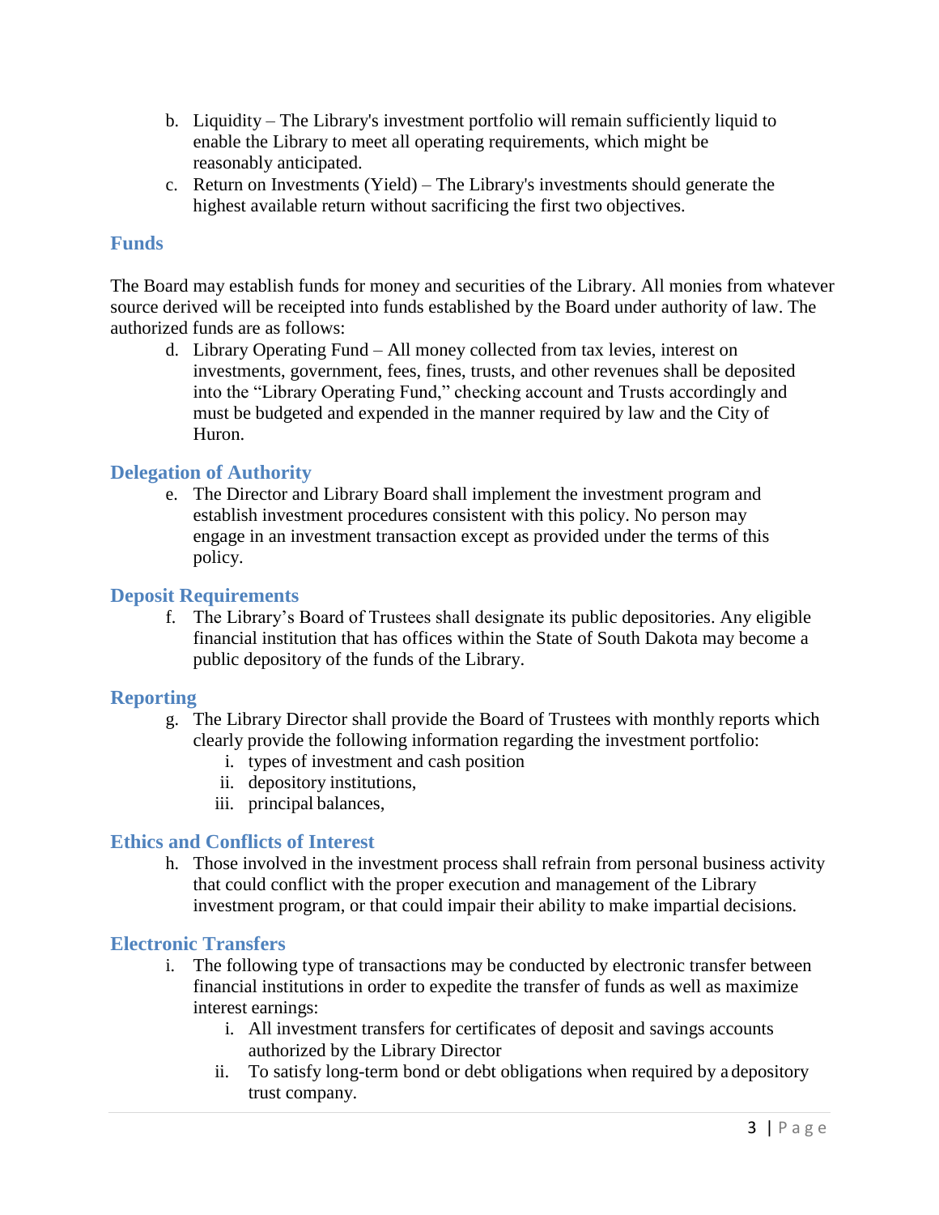b. Liquidity – The Library's investment portfolio will remain sufficiently liquid to enable the Library to meet all operating requirements, which might be reasonably anticipated.
c. Return on Investments (Yield) – The Library's investments should generate the highest available return without sacrificing the first two objectives.

## Funds

The Board may establish funds for money and securities of the Library. All monies from whatever source derived will be receipted into funds established by the Board under authority of law. The authorized funds are as follows:

d. Library Operating Fund – All money collected from tax levies, interest on investments, government, fees, fines, trusts, and other revenues shall be deposited into the "Library Operating Fund," checking account and Trusts accordingly and must be budgeted and expended in the manner required by law and the City of Huron.

## Delegation of Authority

e. The Director and Library Board shall implement the investment program and establish investment procedures consistent with this policy. No person may engage in an investment transaction except as provided under the terms of this policy.

## Deposit Requirements

f. The Library's Board of Trustees shall designate its public depositories. Any eligible financial institution that has offices within the State of South Dakota may become a public depository of the funds of the Library.

## Reporting

g. The Library Director shall provide the Board of Trustees with monthly reports which clearly provide the following information regarding the investment portfolio:
   i. types of investment and cash position
   ii. depository institutions,
   iii. principal balances,

## Ethics and Conflicts of Interest

h. Those involved in the investment process shall refrain from personal business activity that could conflict with the proper execution and management of the Library investment program, or that could impair their ability to make impartial decisions.

## Electronic Transfers

i. The following type of transactions may be conducted by electronic transfer between financial institutions in order to expedite the transfer of funds as well as maximize interest earnings:
   i. All investment transfers for certificates of deposit and savings accounts authorized by the Library Director
   ii. To satisfy long-term bond or debt obligations when required by a depository trust company.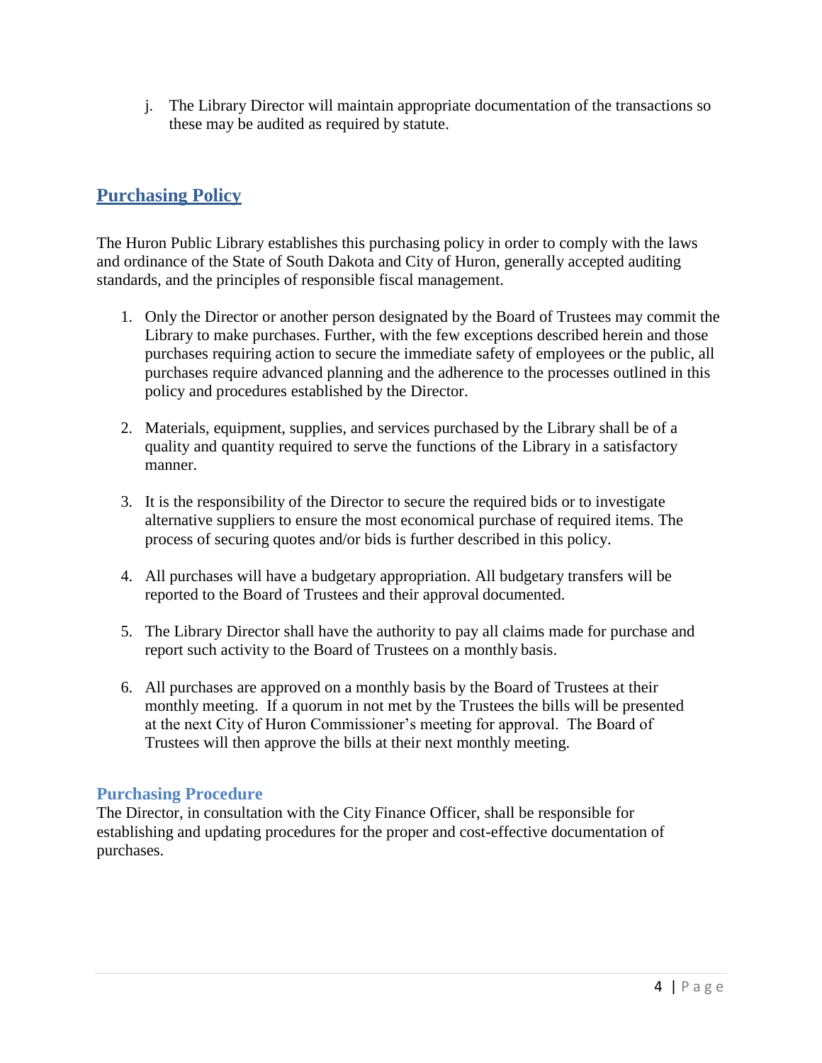j. The Library Director will maintain appropriate documentation of the transactions so these may be audited as required by statute.

## Purchasing Policy

The Huron Public Library establishes this purchasing policy in order to comply with the laws and ordinance of the State of South Dakota and City of Huron, generally accepted auditing standards, and the principles of responsible fiscal management.

1. Only the Director or another person designated by the Board of Trustees may commit the Library to make purchases. Further, with the few exceptions described herein and those purchases requiring action to secure the immediate safety of employees or the public, all purchases require advanced planning and the adherence to the processes outlined in this policy and procedures established by the Director.

2. Materials, equipment, supplies, and services purchased by the Library shall be of a quality and quantity required to serve the functions of the Library in a satisfactory manner.

3. It is the responsibility of the Director to secure the required bids or to investigate alternative suppliers to ensure the most economical purchase of required items. The process of securing quotes and/or bids is further described in this policy.

4. All purchases will have a budgetary appropriation. All budgetary transfers will be reported to the Board of Trustees and their approval documented.

5. The Library Director shall have the authority to pay all claims made for purchase and report such activity to the Board of Trustees on a monthly basis.

6. All purchases are approved on a monthly basis by the Board of Trustees at their monthly meeting. If a quorum in not met by the Trustees the bills will be presented at the next City of Huron Commissioner's meeting for approval. The Board of Trustees will then approve the bills at their next monthly meeting.

### Purchasing Procedure

The Director, in consultation with the City Finance Officer, shall be responsible for establishing and updating procedures for the proper and cost-effective documentation of purchases.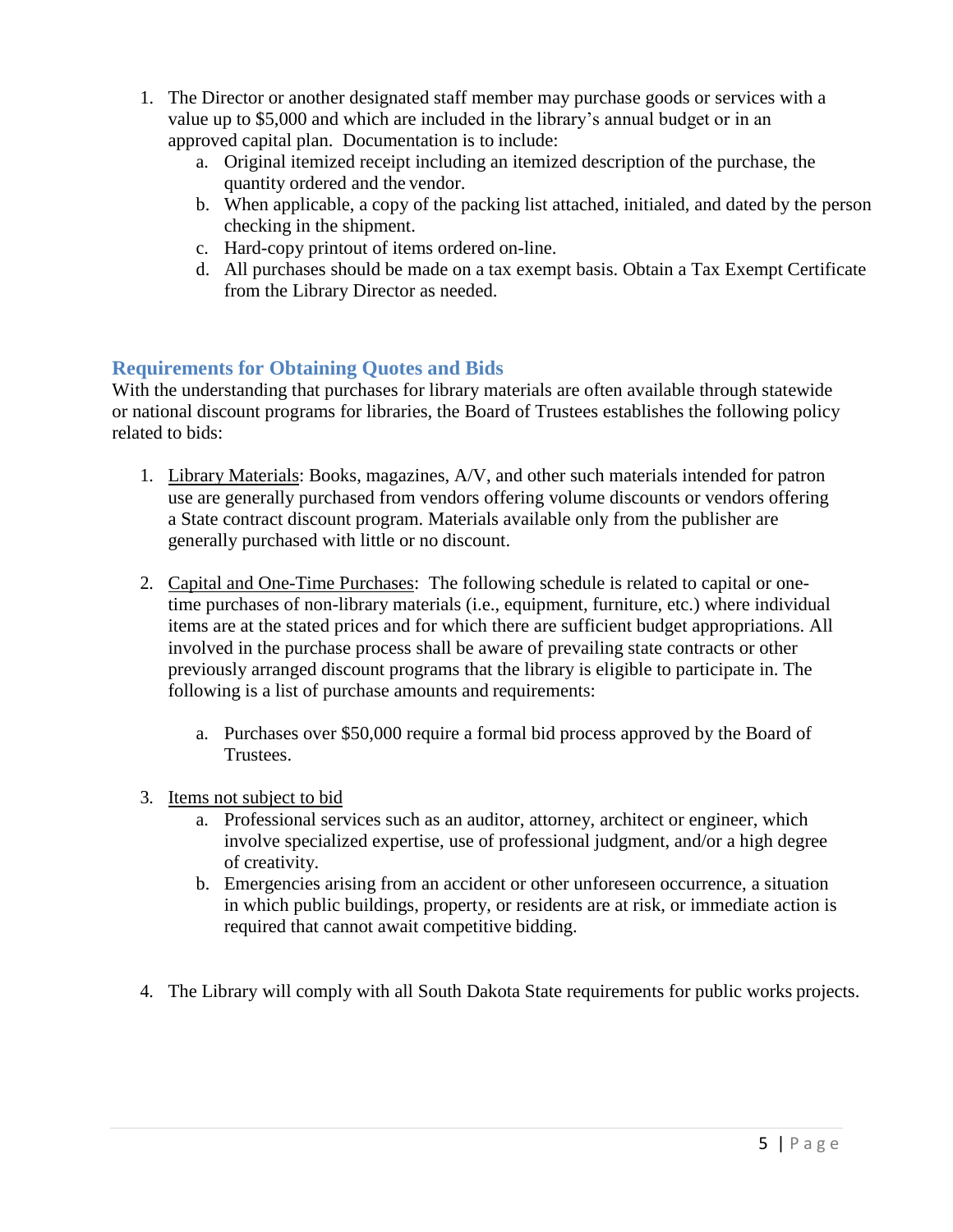1. The Director or another designated staff member may purchase goods or services with a value up to $5,000 and which are included in the library's annual budget or in an approved capital plan. Documentation is to include:
    a. Original itemized receipt including an itemized description of the purchase, the quantity ordered and the vendor.
    b. When applicable, a copy of the packing list attached, initialed, and dated by the person checking in the shipment.
    c. Hard-copy printout of items ordered on-line.
    d. All purchases should be made on a tax exempt basis. Obtain a Tax Exempt Certificate from the Library Director as needed.

## Requirements for Obtaining Quotes and Bids

With the understanding that purchases for library materials are often available through statewide or national discount programs for libraries, the Board of Trustees establishes the following policy related to bids:

1. <u>Library Materials</u>: Books, magazines, A/V, and other such materials intended for patron use are generally purchased from vendors offering volume discounts or vendors offering a State contract discount program. Materials available only from the publisher are generally purchased with little or no discount.

2. <u>Capital and One-Time Purchases</u>: The following schedule is related to capital or one-time purchases of non-library materials (i.e., equipment, furniture, etc.) where individual items are at the stated prices and for which there are sufficient budget appropriations. All involved in the purchase process shall be aware of prevailing state contracts or other previously arranged discount programs that the library is eligible to participate in. The following is a list of purchase amounts and requirements:

    a. Purchases over $50,000 require a formal bid process approved by the Board of Trustees.

3. <u>Items not subject to bid</u>
    a. Professional services such as an auditor, attorney, architect or engineer, which involve specialized expertise, use of professional judgment, and/or a high degree of creativity.
    b. Emergencies arising from an accident or other unforeseen occurrence, a situation in which public buildings, property, or residents are at risk, or immediate action is required that cannot await competitive bidding.

4. The Library will comply with all South Dakota State requirements for public works projects.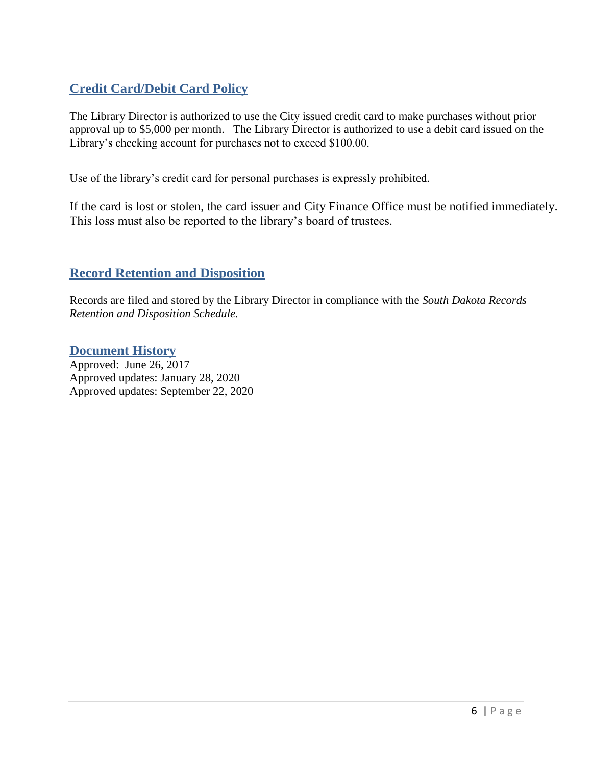## Credit Card/Debit Card Policy

The Library Director is authorized to use the City issued credit card to make purchases without prior approval up to $5,000 per month. The Library Director is authorized to use a debit card issued on the Library's checking account for purchases not to exceed $100.00.

Use of the library's credit card for personal purchases is expressly prohibited.

If the card is lost or stolen, the card issuer and City Finance Office must be notified immediately. This loss must also be reported to the library's board of trustees.

## Record Retention and Disposition

Records are filed and stored by the Library Director in compliance with the *South Dakota Records Retention and Disposition Schedule.*

## Document History

Approved: June 26, 2017
Approved updates: January 28, 2020
Approved updates: September 22, 2020